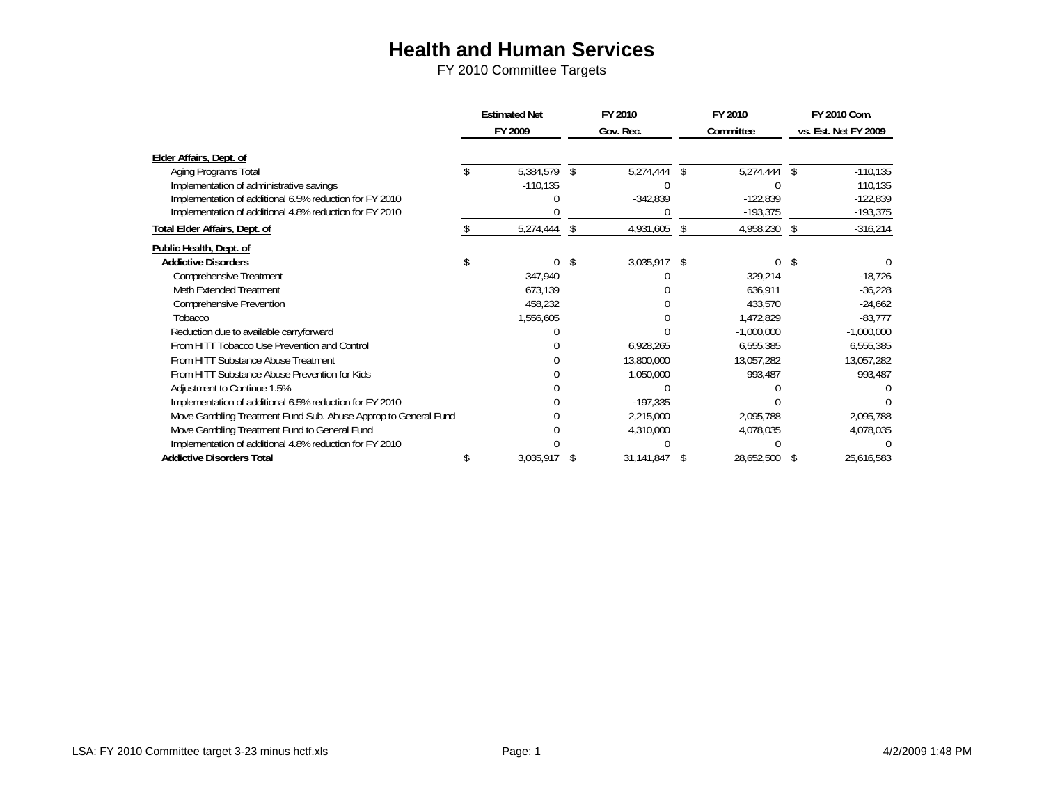# Health and Human Services

FY 2010 Committee Targets

| | Estimated Net FY 2009 | FY 2010 Gov. Rec. | FY 2010 Committee | FY 2010 Com. vs. Est. Net FY 2009 |
|---|---|---|---|---|
| **Elder Affairs, Dept. of** | | | | |
| Aging Programs Total | $ 5,384,579 | $ 5,274,444 | $ 5,274,444 | $ -110,135 |
| Implementation of administrative savings | -110,135 | 0 | 0 | 110,135 |
| Implementation of additional 6.5% reduction for FY 2010 | 0 | -342,839 | -122,839 | -122,839 |
| Implementation of additional 4.8% reduction for FY 2010 | 0 | 0 | -193,375 | -193,375 |
| **Total Elder Affairs, Dept. of** | $ 5,274,444 | $ 4,931,605 | $ 4,958,230 | $ -316,214 |
| **Public Health, Dept. of** | | | | |
| **Addictive Disorders** | $ 0 | $ 3,035,917 | $ 0 | $ 0 |
| Comprehensive Treatment | 347,940 | 0 | 329,214 | -18,726 |
| Meth Extended Treatment | 673,139 | 0 | 636,911 | -36,228 |
| Comprehensive Prevention | 458,232 | 0 | 433,570 | -24,662 |
| Tobacco | 1,556,605 | 0 | 1,472,829 | -83,777 |
| Reduction due to available carryforward | 0 | 0 | -1,000,000 | -1,000,000 |
| From HITT Tobacco Use Prevention and Control | 0 | 6,928,265 | 6,555,385 | 6,555,385 |
| From HITT Substance Abuse Treatment | 0 | 13,800,000 | 13,057,282 | 13,057,282 |
| From HITT Substance Abuse Prevention for Kids | 0 | 1,050,000 | 993,487 | 993,487 |
| Adjustment to Continue 1.5% | 0 | 0 | 0 | 0 |
| Implementation of additional 6.5% reduction for FY 2010 | 0 | -197,335 | 0 | 0 |
| Move Gambling Treatment Fund Sub. Abuse Approp to General Fund | 0 | 2,215,000 | 2,095,788 | 2,095,788 |
| Move Gambling Treatment Fund to General Fund | 0 | 4,310,000 | 4,078,035 | 4,078,035 |
| Implementation of additional 4.8% reduction for FY 2010 | 0 | 0 | 0 | 0 |
| **Addictive Disorders Total** | $ 3,035,917 | $ 31,141,847 | $ 28,652,500 | $ 25,616,583 |

LSA: FY 2010 Committee target 3-23 minus hctf.xls | 4/2/2009 1:48 PM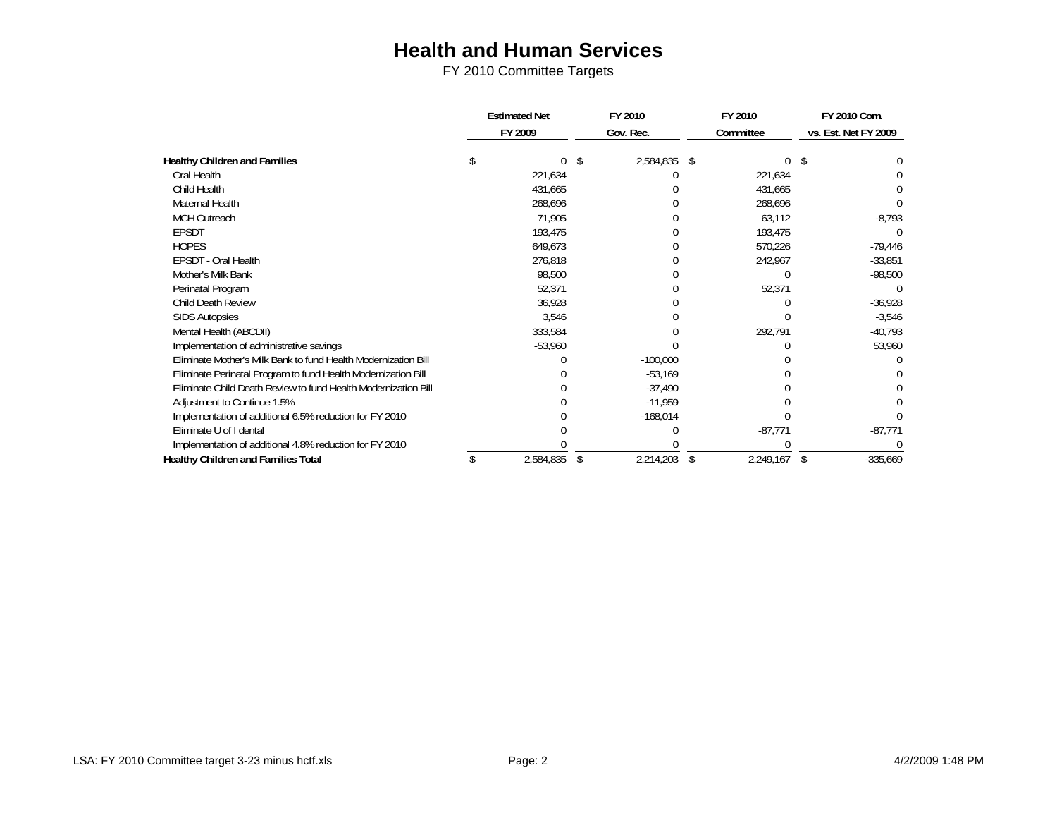# Health and Human Services

FY 2010 Committee Targets

| | Estimated Net FY 2009 | FY 2010 Gov. Rec. | FY 2010 Committee | FY 2010 Com. vs. Est. Net FY 2009 |
|---|---|---|---|---|
| **Healthy Children and Families** | $ 0 | $ 2,584,835 | $ 0 | $ 0 |
| Oral Health | 221,634 | 0 | 221,634 | 0 |
| Child Health | 431,665 | 0 | 431,665 | 0 |
| Maternal Health | 268,696 | 0 | 268,696 | 0 |
| MCH Outreach | 71,905 | 0 | 63,112 | -8,793 |
| EPSDT | 193,475 | 0 | 193,475 | 0 |
| HOPES | 649,673 | 0 | 570,226 | -79,446 |
| EPSDT - Oral Health | 276,818 | 0 | 242,967 | -33,851 |
| Mother's Milk Bank | 98,500 | 0 | 0 | -98,500 |
| Perinatal Program | 52,371 | 0 | 52,371 | 0 |
| Child Death Review | 36,928 | 0 | 0 | -36,928 |
| SIDS Autopsies | 3,546 | 0 | 0 | -3,546 |
| Mental Health (ABCDII) | 333,584 | 0 | 292,791 | -40,793 |
| Implementation of administrative savings | -53,960 | 0 | 0 | 53,960 |
| Eliminate Mother's Milk Bank to fund Health Modernization Bill | 0 | -100,000 | 0 | 0 |
| Eliminate Perinatal Program to fund Health Modernization Bill | 0 | -53,169 | 0 | 0 |
| Eliminate Child Death Review to fund Health Modernization Bill | 0 | -37,490 | 0 | 0 |
| Adjustment to Continue 1.5% | 0 | -11,959 | 0 | 0 |
| Implementation of additional 6.5% reduction for FY 2010 | 0 | -168,014 | 0 | 0 |
| Eliminate U of I dental | 0 | 0 | -87,771 | -87,771 |
| Implementation of additional 4.8% reduction for FY 2010 | 0 | 0 | 0 | 0 |
| **Healthy Children and Families Total** | $ 2,584,835 | $ 2,214,203 | $ 2,249,167 | $ -335,669 |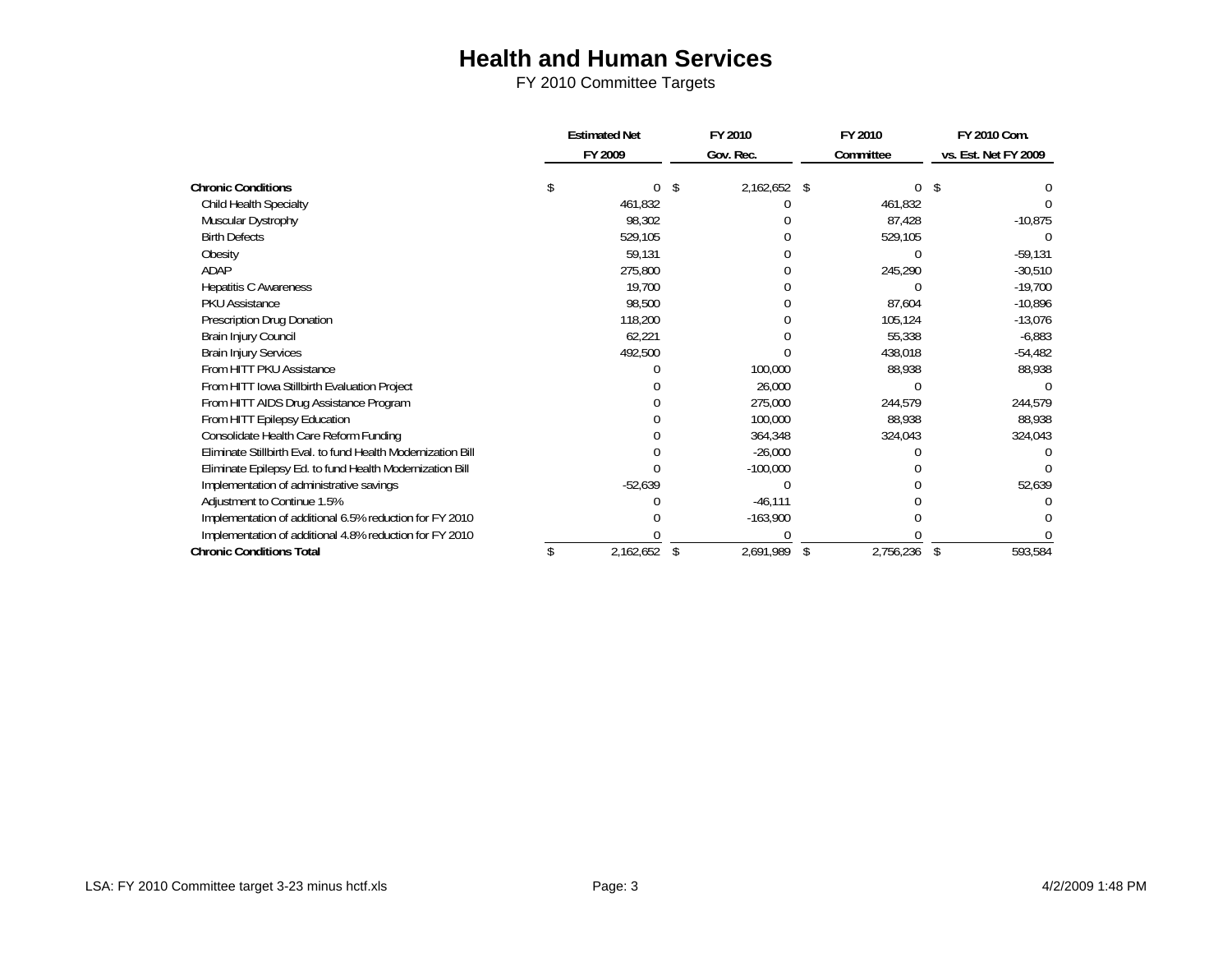# Health and Human Services

FY 2010 Committee Targets

| | Estimated Net FY 2009 | FY 2010 Gov. Rec. | FY 2010 Committee | FY 2010 Com. vs. Est. Net FY 2009 |
|---|---|---|---|---|
| **Chronic Conditions** | $ 0 | $ 2,162,652 | $ 0 | $ 0 |
| Child Health Specialty | 461,832 | 0 | 461,832 | 0 |
| Muscular Dystrophy | 98,302 | 0 | 87,428 | -10,875 |
| Birth Defects | 529,105 | 0 | 529,105 | 0 |
| Obesity | 59,131 | 0 | 0 | -59,131 |
| ADAP | 275,800 | 0 | 245,290 | -30,510 |
| Hepatitis C Awareness | 19,700 | 0 | 0 | -19,700 |
| PKU Assistance | 98,500 | 0 | 87,604 | -10,896 |
| Prescription Drug Donation | 118,200 | 0 | 105,124 | -13,076 |
| Brain Injury Council | 62,221 | 0 | 55,338 | -6,883 |
| Brain Injury Services | 492,500 | 0 | 438,018 | -54,482 |
| From HITT PKU Assistance | 0 | 100,000 | 88,938 | 88,938 |
| From HITT Iowa Stillbirth Evaluation Project | 0 | 26,000 | 0 | 0 |
| From HITT AIDS Drug Assistance Program | 0 | 275,000 | 244,579 | 244,579 |
| From HITT Epilepsy Education | 0 | 100,000 | 88,938 | 88,938 |
| Consolidate Health Care Reform Funding | 0 | 364,348 | 324,043 | 324,043 |
| Eliminate Stillbirth Eval. to fund Health Modernization Bill | 0 | -26,000 | 0 | 0 |
| Eliminate Epilepsy Ed. to fund Health Modernization Bill | 0 | -100,000 | 0 | 0 |
| Implementation of administrative savings | -52,639 | 0 | 0 | 52,639 |
| Adjustment to Continue 1.5% | 0 | -46,111 | 0 | 0 |
| Implementation of additional 6.5% reduction for FY 2010 | 0 | -163,900 | 0 | 0 |
| Implementation of additional 4.8% reduction for FY 2010 | 0 | 0 | 0 | 0 |
| **Chronic Conditions Total** | $ 2,162,652 | $ 2,691,989 | $ 2,756,236 | $ 593,584 |

LSA: FY 2010 Committee target 3-23 minus hctf.xls

4/2/2009 1:48 PM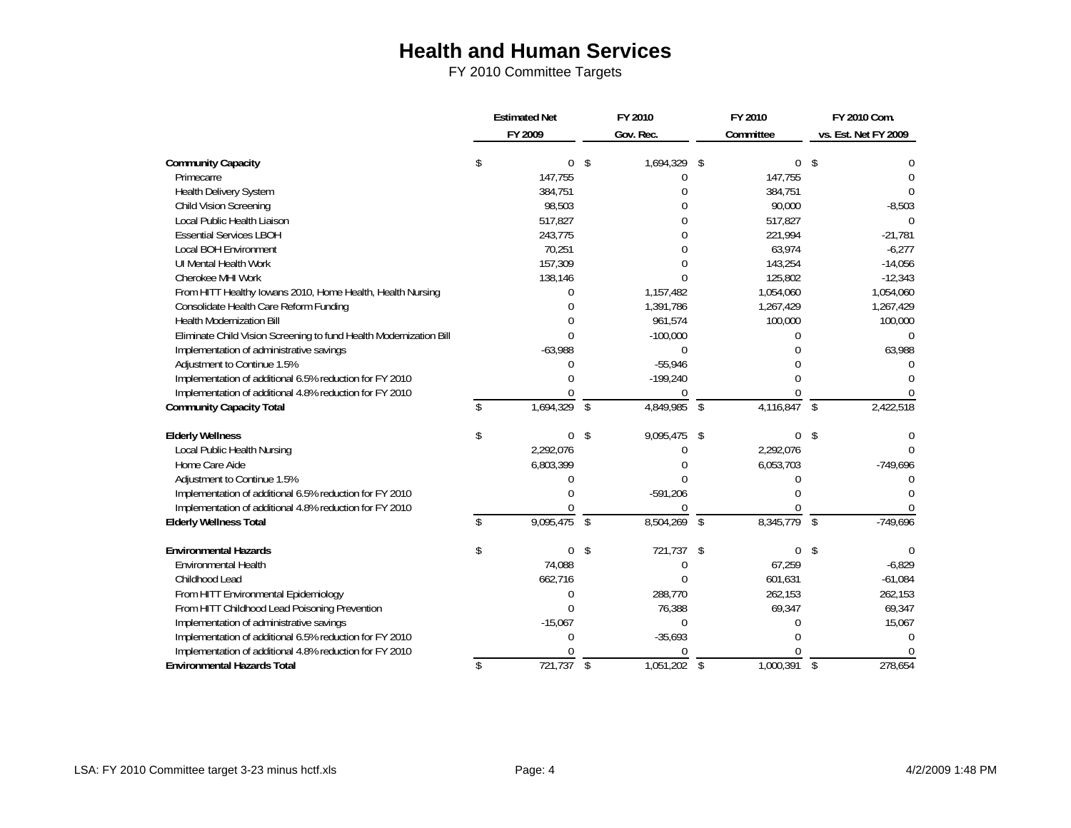# Health and Human Services

FY 2010 Committee Targets

| | Estimated Net FY 2009 | FY 2010 Gov. Rec. | FY 2010 Committee | FY 2010 Com. vs. Est. Net FY 2009 |
|---|---|---|---|---|
| **Community Capacity** | $ 0 | $ 1,694,329 | $ 0 | $ 0 |
| Primecarre | 147,755 | 0 | 147,755 | 0 |
| Health Delivery System | 384,751 | 0 | 384,751 | 0 |
| Child Vision Screening | 98,503 | 0 | 90,000 | -8,503 |
| Local Public Health Liaison | 517,827 | 0 | 517,827 | 0 |
| Essential Services LBOH | 243,775 | 0 | 221,994 | -21,781 |
| Local BOH Environment | 70,251 | 0 | 63,974 | -6,277 |
| UI Mental Health Work | 157,309 | 0 | 143,254 | -14,056 |
| Cherokee MHI Work | 138,146 | 0 | 125,802 | -12,343 |
| From HITT Healthy Iowans 2010, Home Health, Health Nursing | 0 | 1,157,482 | 1,054,060 | 1,054,060 |
| Consolidate Health Care Reform Funding | 0 | 1,391,786 | 1,267,429 | 1,267,429 |
| Health Modernization Bill | 0 | 961,574 | 100,000 | 100,000 |
| Eliminate Child Vision Screening to fund Health Modernization Bill | 0 | -100,000 | 0 | 0 |
| Implementation of administrative savings | -63,988 | 0 | 0 | 63,988 |
| Adjustment to Continue 1.5% | 0 | -55,946 | 0 | 0 |
| Implementation of additional 6.5% reduction for FY 2010 | 0 | -199,240 | 0 | 0 |
| Implementation of additional 4.8% reduction for FY 2010 | 0 | 0 | 0 | 0 |
| **Community Capacity Total** | $ 1,694,329 | $ 4,849,985 | $ 4,116,847 | $ 2,422,518 |
| | | | | |
| **Elderly Wellness** | $ 0 | $ 9,095,475 | $ 0 | $ 0 |
| Local Public Health Nursing | 2,292,076 | 0 | 2,292,076 | 0 |
| Home Care Aide | 6,803,399 | 0 | 6,053,703 | -749,696 |
| Adjustment to Continue 1.5% | 0 | 0 | 0 | 0 |
| Implementation of additional 6.5% reduction for FY 2010 | 0 | -591,206 | 0 | 0 |
| Implementation of additional 4.8% reduction for FY 2010 | 0 | 0 | 0 | 0 |
| **Elderly Wellness Total** | $ 9,095,475 | $ 8,504,269 | $ 8,345,779 | $ -749,696 |
| | | | | |
| **Environmental Hazards** | $ 0 | $ 721,737 | $ 0 | $ 0 |
| Environmental Health | 74,088 | 0 | 67,259 | -6,829 |
| Childhood Lead | 662,716 | 0 | 601,631 | -61,084 |
| From HITT Environmental Epidemiology | 0 | 288,770 | 262,153 | 262,153 |
| From HITT Childhood Lead Poisoning Prevention | 0 | 76,388 | 69,347 | 69,347 |
| Implementation of administrative savings | -15,067 | 0 | 0 | 15,067 |
| Implementation of additional 6.5% reduction for FY 2010 | 0 | -35,693 | 0 | 0 |
| Implementation of additional 4.8% reduction for FY 2010 | 0 | 0 | 0 | 0 |
| **Environmental Hazards Total** | $ 721,737 | $ 1,051,202 | $ 1,000,391 | $ 278,654 |

LSA: FY 2010 Committee target 3-23 minus hctf.xls    4/2/2009 1:48 PM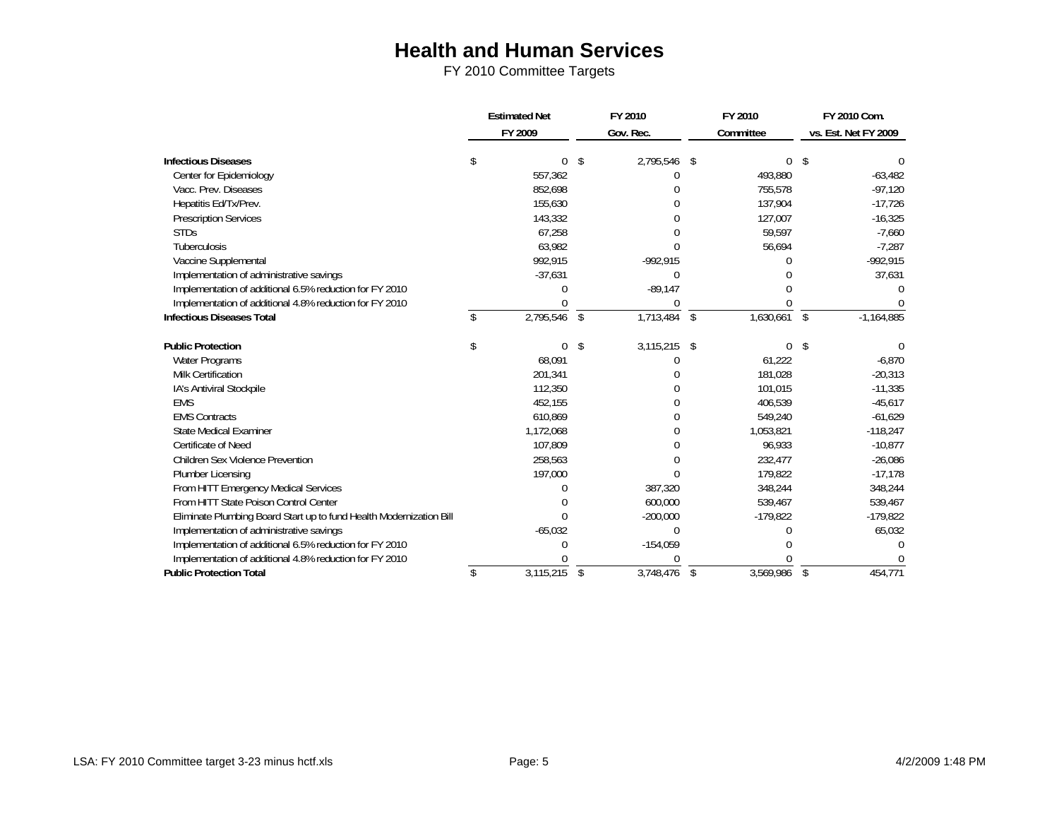# Health and Human Services

FY 2010 Committee Targets

| | Estimated Net FY 2009 | FY 2010 Gov. Rec. | FY 2010 Committee | FY 2010 Com. vs. Est. Net FY 2009 |
|---|---|---|---|---|
| **Infectious Diseases** | $ 0 | $ 2,795,546 | $ 0 | $ 0 |
| Center for Epidemiology | 557,362 | 0 | 493,880 | -63,482 |
| Vacc. Prev. Diseases | 852,698 | 0 | 755,578 | -97,120 |
| Hepatitis Ed/Tx/Prev. | 155,630 | 0 | 137,904 | -17,726 |
| Prescription Services | 143,332 | 0 | 127,007 | -16,325 |
| STDs | 67,258 | 0 | 59,597 | -7,660 |
| Tuberculosis | 63,982 | 0 | 56,694 | -7,287 |
| Vaccine Supplemental | 992,915 | -992,915 | 0 | -992,915 |
| Implementation of administrative savings | -37,631 | 0 | 0 | 37,631 |
| Implementation of additional 6.5% reduction for FY 2010 | 0 | -89,147 | 0 | 0 |
| Implementation of additional 4.8% reduction for FY 2010 | 0 | 0 | 0 | 0 |
| **Infectious Diseases Total** | $ 2,795,546 | $ 1,713,484 | $ 1,630,661 | $ -1,164,885 |
| | | | | |
| **Public Protection** | $ 0 | $ 3,115,215 | $ 0 | $ 0 |
| Water Programs | 68,091 | 0 | 61,222 | -6,870 |
| Milk Certification | 201,341 | 0 | 181,028 | -20,313 |
| IA's Antiviral Stockpile | 112,350 | 0 | 101,015 | -11,335 |
| EMS | 452,155 | 0 | 406,539 | -45,617 |
| EMS Contracts | 610,869 | 0 | 549,240 | -61,629 |
| State Medical Examiner | 1,172,068 | 0 | 1,053,821 | -118,247 |
| Certificate of Need | 107,809 | 0 | 96,933 | -10,877 |
| Children Sex Violence Prevention | 258,563 | 0 | 232,477 | -26,086 |
| Plumber Licensing | 197,000 | 0 | 179,822 | -17,178 |
| From HITT Emergency Medical Services | 0 | 387,320 | 348,244 | 348,244 |
| From HITT State Poison Control Center | 0 | 600,000 | 539,467 | 539,467 |
| Eliminate Plumbing Board Start up to fund Health Modernization Bill | 0 | -200,000 | -179,822 | -179,822 |
| Implementation of administrative savings | -65,032 | 0 | 0 | 65,032 |
| Implementation of additional 6.5% reduction for FY 2010 | 0 | -154,059 | 0 | 0 |
| Implementation of additional 4.8% reduction for FY 2010 | 0 | 0 | 0 | 0 |
| **Public Protection Total** | $ 3,115,215 | $ 3,748,476 | $ 3,569,986 | $ 454,771 |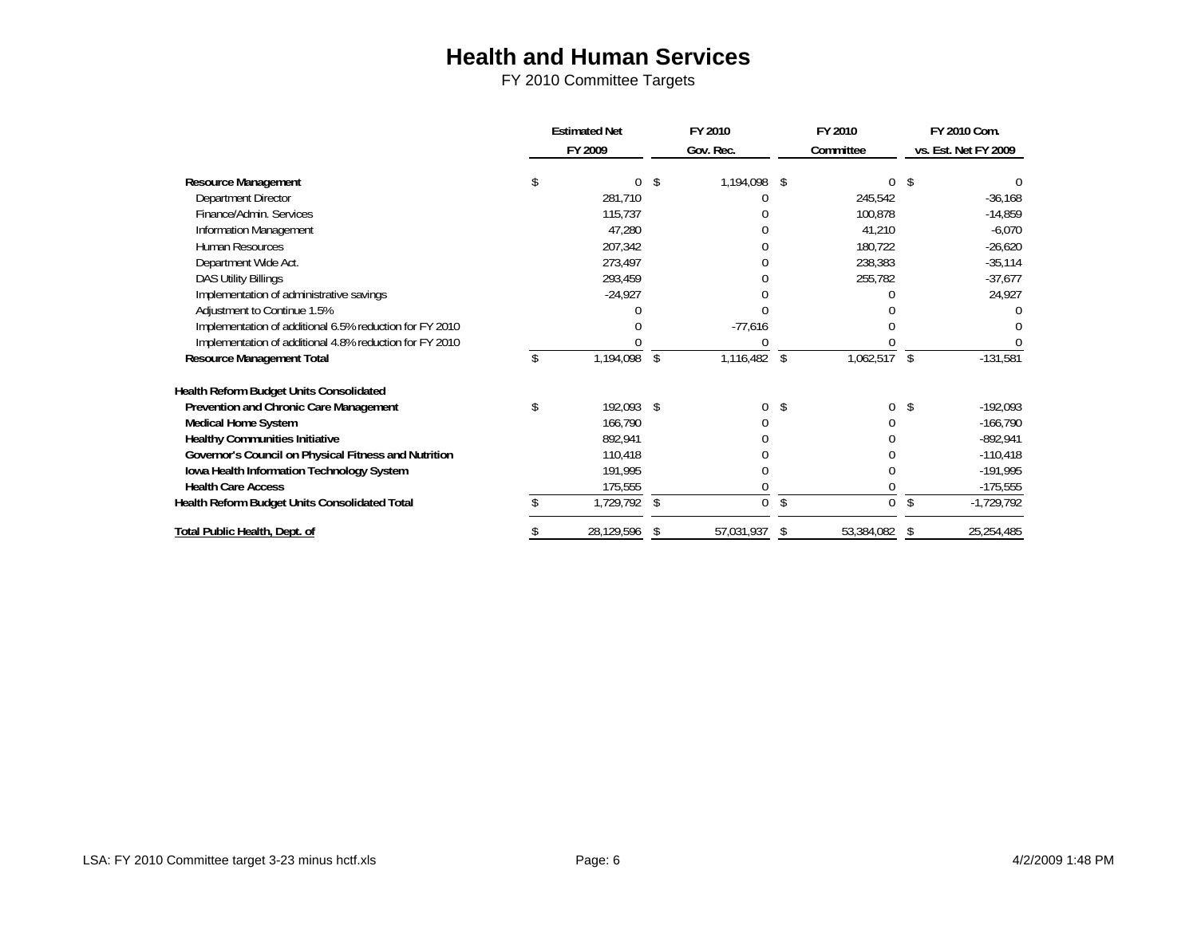# Health and Human Services

FY 2010 Committee Targets

| | Estimated Net FY 2009 | FY 2010 Gov. Rec. | FY 2010 Committee | FY 2010 Com. vs. Est. Net FY 2009 |
|---|---|---|---|---|
| **Resource Management** | $ 0 | $ 1,194,098 | $ 0 | $ 0 |
| Department Director | 281,710 | 0 | 245,542 | -36,168 |
| Finance/Admin. Services | 115,737 | 0 | 100,878 | -14,859 |
| Information Management | 47,280 | 0 | 41,210 | -6,070 |
| Human Resources | 207,342 | 0 | 180,722 | -26,620 |
| Department Wide Act. | 273,497 | 0 | 238,383 | -35,114 |
| DAS Utility Billings | 293,459 | 0 | 255,782 | -37,677 |
| Implementation of administrative savings | -24,927 | 0 | 0 | 24,927 |
| Adjustment to Continue 1.5% | 0 | 0 | 0 | 0 |
| Implementation of additional 6.5% reduction for FY 2010 | 0 | -77,616 | 0 | 0 |
| Implementation of additional 4.8% reduction for FY 2010 | 0 | 0 | 0 | 0 |
| **Resource Management Total** | $ 1,194,098 | $ 1,116,482 | $ 1,062,517 | $ -131,581 |
| | | | | |
| **Health Reform Budget Units Consolidated** | | | | |
| **Prevention and Chronic Care Management** | $ 192,093 | $ 0 | $ 0 | $ -192,093 |
| **Medical Home System** | 166,790 | 0 | 0 | -166,790 |
| **Healthy Communities Initiative** | 892,941 | 0 | 0 | -892,941 |
| **Governor's Council on Physical Fitness and Nutrition** | 110,418 | 0 | 0 | -110,418 |
| **Iowa Health Information Technology System** | 191,995 | 0 | 0 | -191,995 |
| **Health Care Access** | 175,555 | 0 | 0 | -175,555 |
| **Health Reform Budget Units Consolidated Total** | $ 1,729,792 | $ 0 | $ 0 | $ -1,729,792 |
| | | | | |
| **Total Public Health, Dept. of** | $ 28,129,596 | $ 57,031,937 | $ 53,384,082 | $ 25,254,485 |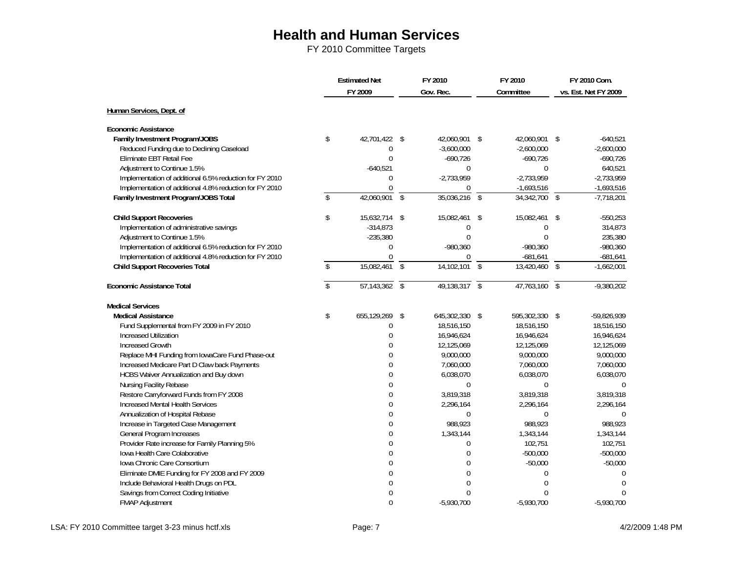# Health and Human Services

FY 2010 Committee Targets

| | Estimated Net FY 2009 | FY 2010 Gov. Rec. | FY 2010 Committee | FY 2010 Com. vs. Est. Net FY 2009 |
|---|---|---|---|---|
| **Human Services, Dept. of** | | | | |
| **Economic Assistance** | | | | |
| **Family Investment Program/JOBS** | $ 42,701,422 | $ 42,060,901 | $ 42,060,901 | $ -640,521 |
| Reduced Funding due to Declining Caseload | 0 | -3,600,000 | -2,600,000 | -2,600,000 |
| Eliminate EBT Retail Fee | 0 | -690,726 | -690,726 | -690,726 |
| Adjustment to Continue 1.5% | -640,521 | 0 | 0 | 640,521 |
| Implementation of additional 6.5% reduction for FY 2010 | 0 | -2,733,959 | -2,733,959 | -2,733,959 |
| Implementation of additional 4.8% reduction for FY 2010 | 0 | 0 | -1,693,516 | -1,693,516 |
| **Family Investment Program/JOBS Total** | $ 42,060,901 | $ 35,036,216 | $ 34,342,700 | $ -7,718,201 |
| **Child Support Recoveries** | $ 15,632,714 | $ 15,082,461 | $ 15,082,461 | $ -550,253 |
| Implementation of administrative savings | -314,873 | 0 | 0 | 314,873 |
| Adjustment to Continue 1.5% | -235,380 | 0 | 0 | 235,380 |
| Implementation of additional 6.5% reduction for FY 2010 | 0 | -980,360 | -980,360 | -980,360 |
| Implementation of additional 4.8% reduction for FY 2010 | 0 | 0 | -681,641 | -681,641 |
| **Child Support Recoveries Total** | $ 15,082,461 | $ 14,102,101 | $ 13,420,460 | $ -1,662,001 |
| **Economic Assistance Total** | $ 57,143,362 | $ 49,138,317 | $ 47,763,160 | $ -9,380,202 |
| **Medical Services** | | | | |
| **Medical Assistance** | $ 655,129,269 | $ 645,302,330 | $ 595,302,330 | $ -59,826,939 |
| Fund Supplemental from FY 2009 in FY 2010 | 0 | 18,516,150 | 18,516,150 | 18,516,150 |
| Increased Utilization | 0 | 16,946,624 | 16,946,624 | 16,946,624 |
| Increased Growth | 0 | 12,125,069 | 12,125,069 | 12,125,069 |
| Replace MHI Funding from IowaCare Fund Phase-out | 0 | 9,000,000 | 9,000,000 | 9,000,000 |
| Increased Medicare Part D Claw back Payments | 0 | 7,060,000 | 7,060,000 | 7,060,000 |
| HCBS Waiver Annualization and Buy down | 0 | 6,038,070 | 6,038,070 | 6,038,070 |
| Nursing Facility Rebase | 0 | 0 | 0 | 0 |
| Restore Carryforward Funds from FY 2008 | 0 | 3,819,318 | 3,819,318 | 3,819,318 |
| Increased Mental Health Services | 0 | 2,296,164 | 2,296,164 | 2,296,164 |
| Annualization of Hospital Rebase | 0 | 0 | 0 | 0 |
| Increase in Targeted Case Management | 0 | 988,923 | 988,923 | 988,923 |
| General Program Increases | 0 | 1,343,144 | 1,343,144 | 1,343,144 |
| Provider Rate increase for Family Planning 5% | 0 | 0 | 102,751 | 102,751 |
| Iowa Health Care Colaborative | 0 | 0 | -500,000 | -500,000 |
| Iowa Chronic Care Consortium | 0 | 0 | -50,000 | -50,000 |
| Eliminate DMIE Funding for FY 2008 and FY 2009 | 0 | 0 | 0 | 0 |
| Include Behavioral Health Drugs on PDL | 0 | 0 | 0 | 0 |
| Savings from Correct Coding Initiative | 0 | 0 | 0 | 0 |
| FMAP Adjustment | 0 | -5,930,700 | -5,930,700 | -5,930,700 |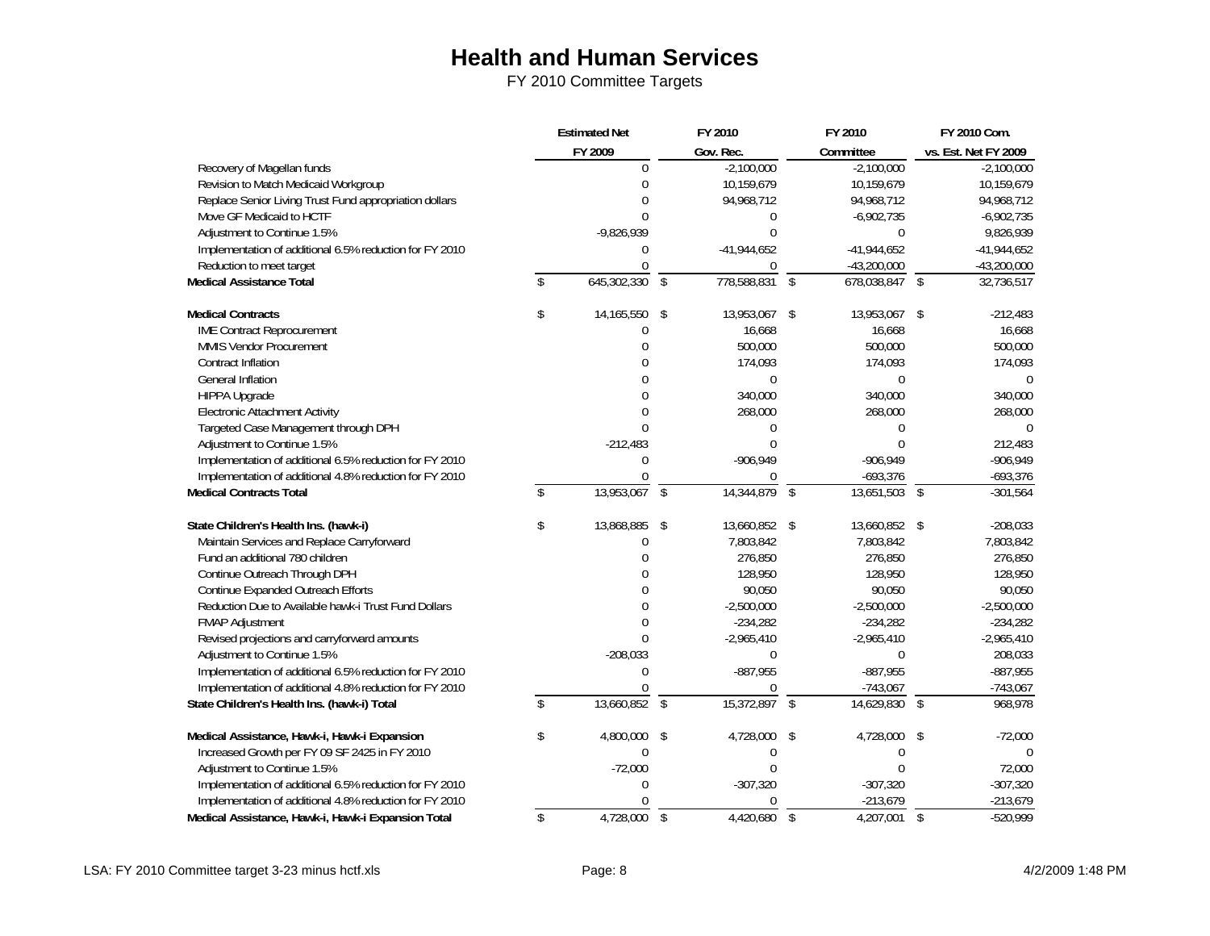# Health and Human Services

FY 2010 Committee Targets

| | Estimated Net FY 2009 | FY 2010 Gov. Rec. | FY 2010 Committee | FY 2010 Com. vs. Est. Net FY 2009 |
|---|---|---|---|---|
| Recovery of Magellan funds | 0 | -2,100,000 | -2,100,000 | -2,100,000 |
| Revision to Match Medicaid Workgroup | 0 | 10,159,679 | 10,159,679 | 10,159,679 |
| Replace Senior Living Trust Fund appropriation dollars | 0 | 94,968,712 | 94,968,712 | 94,968,712 |
| Move GF Medicaid to HCTF | 0 | 0 | -6,902,735 | -6,902,735 |
| Adjustment to Continue 1.5% | -9,826,939 | 0 | 0 | 9,826,939 |
| Implementation of additional 6.5% reduction for FY 2010 | 0 | -41,944,652 | -41,944,652 | -41,944,652 |
| Reduction to meet target | 0 | 0 | -43,200,000 | -43,200,000 |
| **Medical Assistance Total** | $ 645,302,330 | $ 778,588,831 | $ 678,038,847 | $ 32,736,517 |
| | | | | |
| **Medical Contracts** | $ 14,165,550 | $ 13,953,067 | $ 13,953,067 | $ -212,483 |
| IME Contract Reprocurement | 0 | 16,668 | 16,668 | 16,668 |
| MMIS Vendor Procurement | 0 | 500,000 | 500,000 | 500,000 |
| Contract Inflation | 0 | 174,093 | 174,093 | 174,093 |
| General Inflation | 0 | 0 | 0 | 0 |
| HIPPA Upgrade | 0 | 340,000 | 340,000 | 340,000 |
| Electronic Attachment Activity | 0 | 268,000 | 268,000 | 268,000 |
| Targeted Case Management through DPH | 0 | 0 | 0 | 0 |
| Adjustment to Continue 1.5% | -212,483 | 0 | 0 | 212,483 |
| Implementation of additional 6.5% reduction for FY 2010 | 0 | -906,949 | -906,949 | -906,949 |
| Implementation of additional 4.8% reduction for FY 2010 | 0 | 0 | -693,376 | -693,376 |
| **Medical Contracts Total** | $ 13,953,067 | $ 14,344,879 | $ 13,651,503 | $ -301,564 |
| | | | | |
| **State Children's Health Ins. (hawk-i)** | $ 13,868,885 | $ 13,660,852 | $ 13,660,852 | $ -208,033 |
| Maintain Services and Replace Carryforward | 0 | 7,803,842 | 7,803,842 | 7,803,842 |
| Fund an additional 780 children | 0 | 276,850 | 276,850 | 276,850 |
| Continue Outreach Through DPH | 0 | 128,950 | 128,950 | 128,950 |
| Continue Expanded Outreach Efforts | 0 | 90,050 | 90,050 | 90,050 |
| Reduction Due to Available hawk-i Trust Fund Dollars | 0 | -2,500,000 | -2,500,000 | -2,500,000 |
| FMAP Adjustment | 0 | -234,282 | -234,282 | -234,282 |
| Revised projections and carryforward amounts | 0 | -2,965,410 | -2,965,410 | -2,965,410 |
| Adjustment to Continue 1.5% | -208,033 | 0 | 0 | 208,033 |
| Implementation of additional 6.5% reduction for FY 2010 | 0 | -887,955 | -887,955 | -887,955 |
| Implementation of additional 4.8% reduction for FY 2010 | 0 | 0 | -743,067 | -743,067 |
| **State Children's Health Ins. (hawk-i) Total** | $ 13,660,852 | $ 15,372,897 | $ 14,629,830 | $ 968,978 |
| | | | | |
| **Medical Assistance, Hawk-i, Hawk-i Expansion** | $ 4,800,000 | $ 4,728,000 | $ 4,728,000 | $ -72,000 |
| Increased Growth per FY 09 SF 2425 in FY 2010 | 0 | 0 | 0 | 0 |
| Adjustment to Continue 1.5% | -72,000 | 0 | 0 | 72,000 |
| Implementation of additional 6.5% reduction for FY 2010 | 0 | -307,320 | -307,320 | -307,320 |
| Implementation of additional 4.8% reduction for FY 2010 | 0 | 0 | -213,679 | -213,679 |
| **Medical Assistance, Hawk-i, Hawk-i Expansion Total** | $ 4,728,000 | $ 4,420,680 | $ 4,207,001 | $ -520,999 |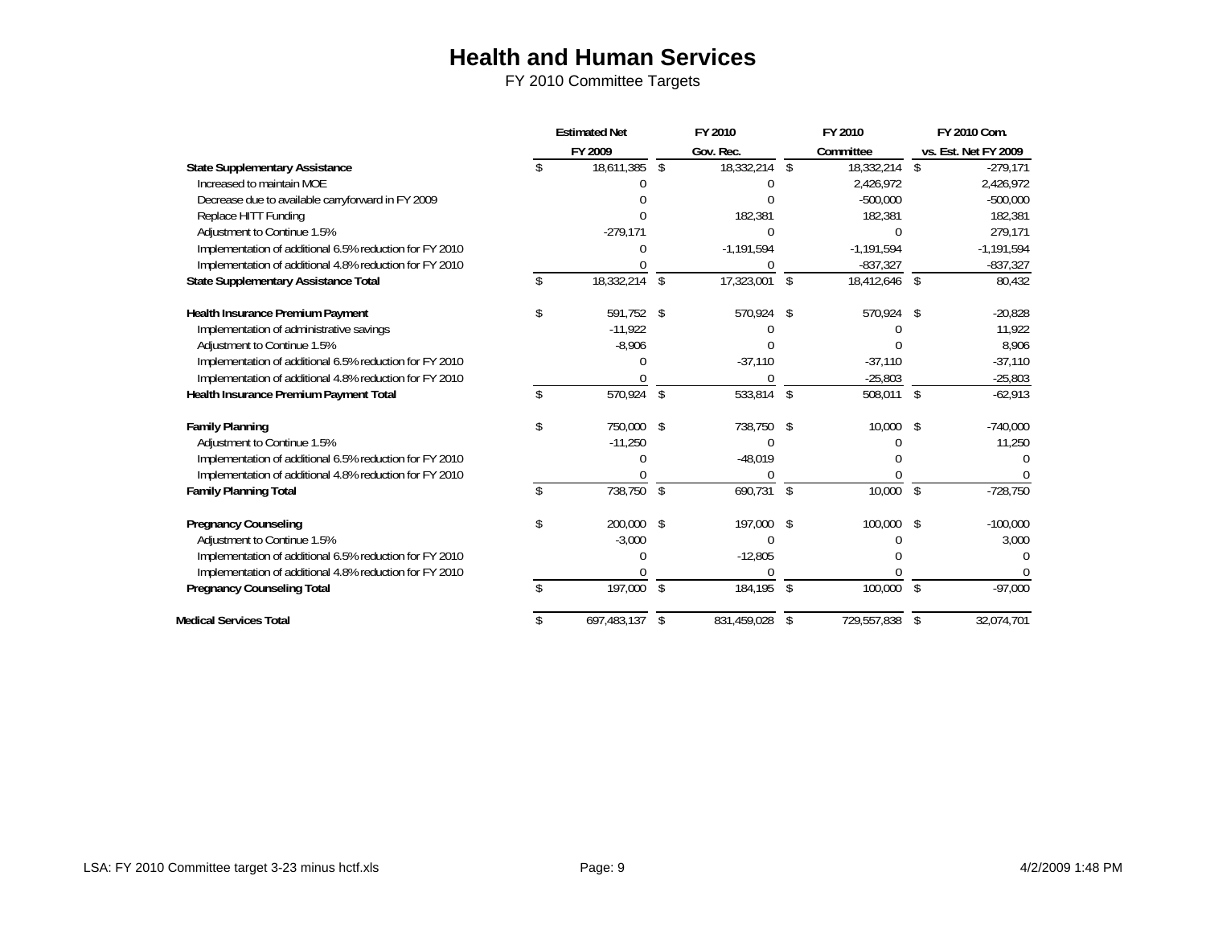# Health and Human Services

FY 2010 Committee Targets

| | Estimated Net FY 2009 | FY 2010 Gov. Rec. | FY 2010 Committee | FY 2010 Com. vs. Est. Net FY 2009 |
|---|---|---|---|---|
| **State Supplementary Assistance** | $ 18,611,385 | $ 18,332,214 | $ 18,332,214 | $ -279,171 |
| Increased to maintain MOE | 0 | 0 | 2,426,972 | 2,426,972 |
| Decrease due to available carryforward in FY 2009 | 0 | 0 | -500,000 | -500,000 |
| Replace HITT Funding | 0 | 182,381 | 182,381 | 182,381 |
| Adjustment to Continue 1.5% | -279,171 | 0 | 0 | 279,171 |
| Implementation of additional 6.5% reduction for FY 2010 | 0 | -1,191,594 | -1,191,594 | -1,191,594 |
| Implementation of additional 4.8% reduction for FY 2010 | 0 | 0 | -837,327 | -837,327 |
| **State Supplementary Assistance Total** | $ 18,332,214 | $ 17,323,001 | $ 18,412,646 | $ 80,432 |
| | | | | |
| **Health Insurance Premium Payment** | $ 591,752 | $ 570,924 | $ 570,924 | $ -20,828 |
| Implementation of administrative savings | -11,922 | 0 | 0 | 11,922 |
| Adjustment to Continue 1.5% | -8,906 | 0 | 0 | 8,906 |
| Implementation of additional 6.5% reduction for FY 2010 | 0 | -37,110 | -37,110 | -37,110 |
| Implementation of additional 4.8% reduction for FY 2010 | 0 | 0 | -25,803 | -25,803 |
| **Health Insurance Premium Payment Total** | $ 570,924 | $ 533,814 | $ 508,011 | $ -62,913 |
| | | | | |
| **Family Planning** | $ 750,000 | $ 738,750 | $ 10,000 | $ -740,000 |
| Adjustment to Continue 1.5% | -11,250 | 0 | 0 | 11,250 |
| Implementation of additional 6.5% reduction for FY 2010 | 0 | -48,019 | 0 | 0 |
| Implementation of additional 4.8% reduction for FY 2010 | 0 | 0 | 0 | 0 |
| **Family Planning Total** | $ 738,750 | $ 690,731 | $ 10,000 | $ -728,750 |
| | | | | |
| **Pregnancy Counseling** | $ 200,000 | $ 197,000 | $ 100,000 | $ -100,000 |
| Adjustment to Continue 1.5% | -3,000 | 0 | 0 | 3,000 |
| Implementation of additional 6.5% reduction for FY 2010 | 0 | -12,805 | 0 | 0 |
| Implementation of additional 4.8% reduction for FY 2010 | 0 | 0 | 0 | 0 |
| **Pregnancy Counseling Total** | $ 197,000 | $ 184,195 | $ 100,000 | $ -97,000 |
| | | | | |
| **Medical Services Total** | $ 697,483,137 | $ 831,459,028 | $ 729,557,838 | $ 32,074,701 |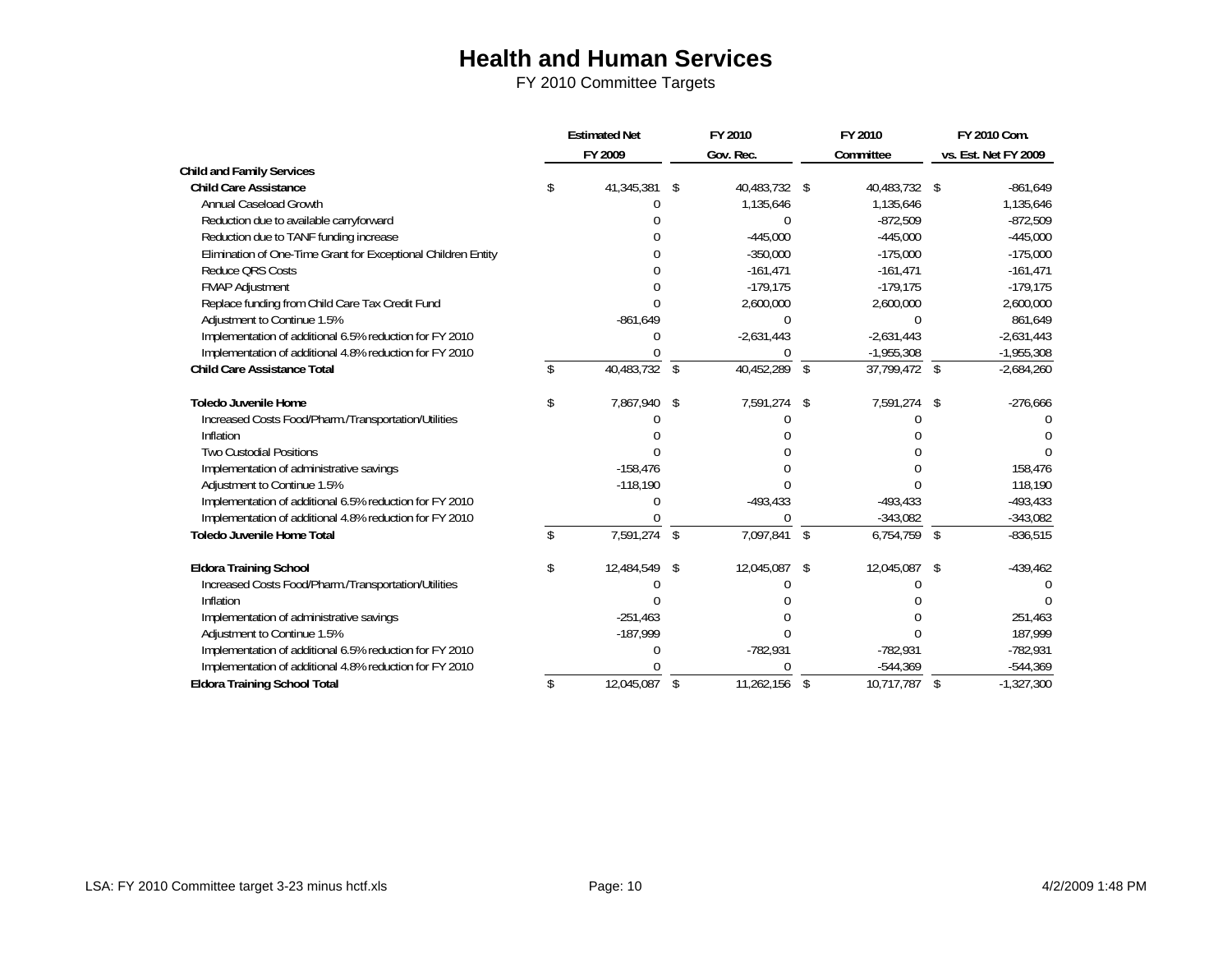# Health and Human Services

FY 2010 Committee Targets

| | Estimated Net FY 2009 | FY 2010 Gov. Rec. | FY 2010 Committee | FY 2010 Com. vs. Est. Net FY 2009 |
|---|---|---|---|---|
| **Child and Family Services** | | | | |
| **Child Care Assistance** | $ 41,345,381 | $ 40,483,732 | $ 40,483,732 | $ -861,649 |
| Annual Caseload Growth | 0 | 1,135,646 | 1,135,646 | 1,135,646 |
| Reduction due to available carryforward | 0 | 0 | -872,509 | -872,509 |
| Reduction due to TANF funding increase | 0 | -445,000 | -445,000 | -445,000 |
| Elimination of One-Time Grant for Exceptional Children Entity | 0 | -350,000 | -175,000 | -175,000 |
| Reduce QRS Costs | 0 | -161,471 | -161,471 | -161,471 |
| FMAP Adjustment | 0 | -179,175 | -179,175 | -179,175 |
| Replace funding from Child Care Tax Credit Fund | 0 | 2,600,000 | 2,600,000 | 2,600,000 |
| Adjustment to Continue 1.5% | -861,649 | 0 | 0 | 861,649 |
| Implementation of additional 6.5% reduction for FY 2010 | 0 | -2,631,443 | -2,631,443 | -2,631,443 |
| Implementation of additional 4.8% reduction for FY 2010 | 0 | 0 | -1,955,308 | -1,955,308 |
| **Child Care Assistance Total** | $ 40,483,732 | $ 40,452,289 | $ 37,799,472 | $ -2,684,260 |
| | | | | |
| **Toledo Juvenile Home** | $ 7,867,940 | $ 7,591,274 | $ 7,591,274 | $ -276,666 |
| Increased Costs Food/Pharm./Transportation/Utilities | 0 | 0 | 0 | 0 |
| Inflation | 0 | 0 | 0 | 0 |
| Two Custodial Positions | 0 | 0 | 0 | 0 |
| Implementation of administrative savings | -158,476 | 0 | 0 | 158,476 |
| Adjustment to Continue 1.5% | -118,190 | 0 | 0 | 118,190 |
| Implementation of additional 6.5% reduction for FY 2010 | 0 | -493,433 | -493,433 | -493,433 |
| Implementation of additional 4.8% reduction for FY 2010 | 0 | 0 | -343,082 | -343,082 |
| **Toledo Juvenile Home Total** | $ 7,591,274 | $ 7,097,841 | $ 6,754,759 | $ -836,515 |
| | | | | |
| **Eldora Training School** | $ 12,484,549 | $ 12,045,087 | $ 12,045,087 | $ -439,462 |
| Increased Costs Food/Pharm./Transportation/Utilities | 0 | 0 | 0 | 0 |
| Inflation | 0 | 0 | 0 | 0 |
| Implementation of administrative savings | -251,463 | 0 | 0 | 251,463 |
| Adjustment to Continue 1.5% | -187,999 | 0 | 0 | 187,999 |
| Implementation of additional 6.5% reduction for FY 2010 | 0 | -782,931 | -782,931 | -782,931 |
| Implementation of additional 4.8% reduction for FY 2010 | 0 | 0 | -544,369 | -544,369 |
| **Eldora Training School Total** | $ 12,045,087 | $ 11,262,156 | $ 10,717,787 | $ -1,327,300 |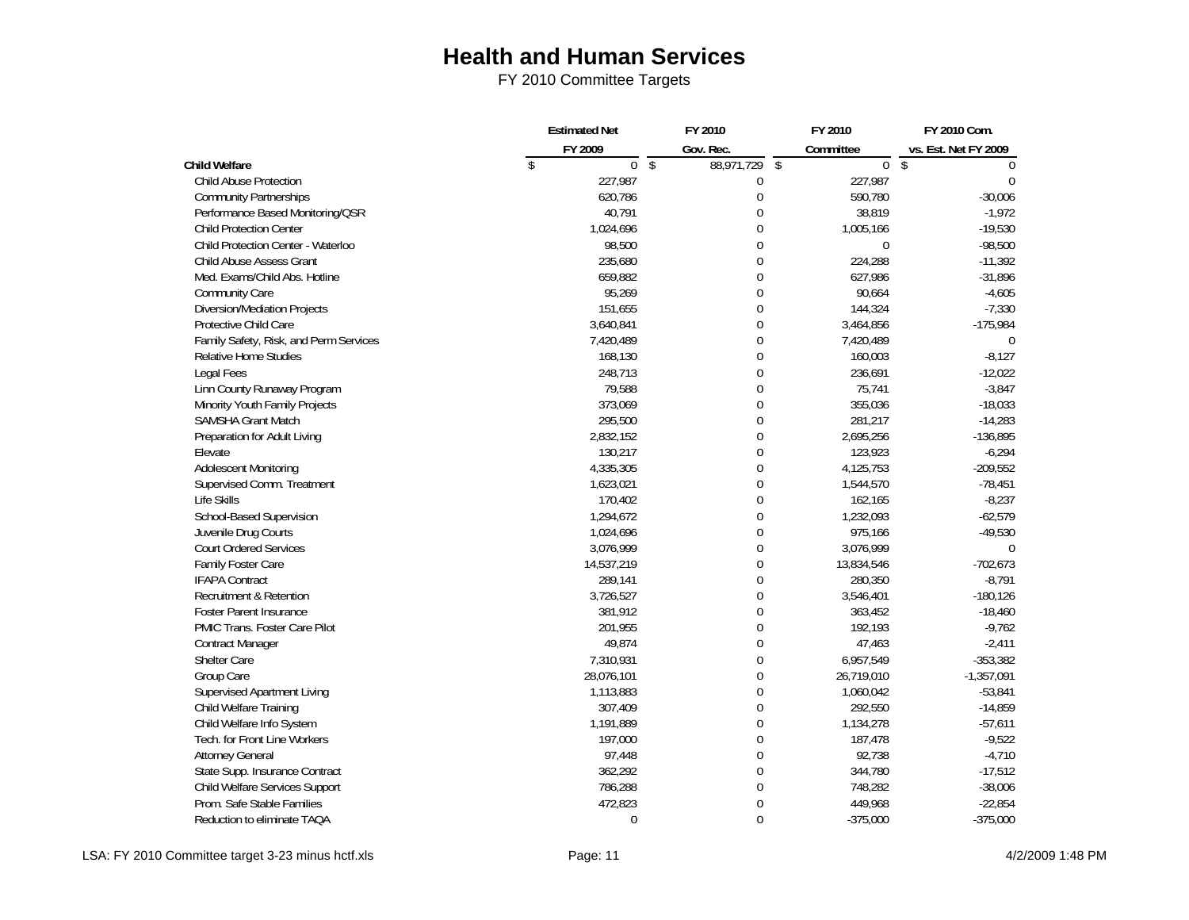# Health and Human Services

FY 2010 Committee Targets

| | Estimated Net FY 2009 | FY 2010 Gov. Rec. | FY 2010 Committee | FY 2010 Com. vs. Est. Net FY 2009 |
|---|---|---|---|---|
| **Child Welfare** | $ 0 | $ 88,971,729 | $ 0 | $ 0 |
| Child Abuse Protection | 227,987 | 0 | 227,987 | 0 |
| Community Partnerships | 620,786 | 0 | 590,780 | -30,006 |
| Performance Based Monitoring/QSR | 40,791 | 0 | 38,819 | -1,972 |
| Child Protection Center | 1,024,696 | 0 | 1,005,166 | -19,530 |
| Child Protection Center - Waterloo | 98,500 | 0 | 0 | -98,500 |
| Child Abuse Assess Grant | 235,680 | 0 | 224,288 | -11,392 |
| Med. Exams/Child Abs. Hotline | 659,882 | 0 | 627,986 | -31,896 |
| Community Care | 95,269 | 0 | 90,664 | -4,605 |
| Diversion/Mediation Projects | 151,655 | 0 | 144,324 | -7,330 |
| Protective Child Care | 3,640,841 | 0 | 3,464,856 | -175,984 |
| Family Safety, Risk, and Perm Services | 7,420,489 | 0 | 7,420,489 | 0 |
| Relative Home Studies | 168,130 | 0 | 160,003 | -8,127 |
| Legal Fees | 248,713 | 0 | 236,691 | -12,022 |
| Linn County Runaway Program | 79,588 | 0 | 75,741 | -3,847 |
| Minority Youth Family Projects | 373,069 | 0 | 355,036 | -18,033 |
| SAMSHA Grant Match | 295,500 | 0 | 281,217 | -14,283 |
| Preparation for Adult Living | 2,832,152 | 0 | 2,695,256 | -136,895 |
| Elevate | 130,217 | 0 | 123,923 | -6,294 |
| Adolescent Monitoring | 4,335,305 | 0 | 4,125,753 | -209,552 |
| Supervised Comm. Treatment | 1,623,021 | 0 | 1,544,570 | -78,451 |
| Life Skills | 170,402 | 0 | 162,165 | -8,237 |
| School-Based Supervision | 1,294,672 | 0 | 1,232,093 | -62,579 |
| Juvenile Drug Courts | 1,024,696 | 0 | 975,166 | -49,530 |
| Court Ordered Services | 3,076,999 | 0 | 3,076,999 | 0 |
| Family Foster Care | 14,537,219 | 0 | 13,834,546 | -702,673 |
| IFAPA Contract | 289,141 | 0 | 280,350 | -8,791 |
| Recruitment & Retention | 3,726,527 | 0 | 3,546,401 | -180,126 |
| Foster Parent Insurance | 381,912 | 0 | 363,452 | -18,460 |
| PMIC Trans. Foster Care Pilot | 201,955 | 0 | 192,193 | -9,762 |
| Contract Manager | 49,874 | 0 | 47,463 | -2,411 |
| Shelter Care | 7,310,931 | 0 | 6,957,549 | -353,382 |
| Group Care | 28,076,101 | 0 | 26,719,010 | -1,357,091 |
| Supervised Apartment Living | 1,113,883 | 0 | 1,060,042 | -53,841 |
| Child Welfare Training | 307,409 | 0 | 292,550 | -14,859 |
| Child Welfare Info System | 1,191,889 | 0 | 1,134,278 | -57,611 |
| Tech. for Front Line Workers | 197,000 | 0 | 187,478 | -9,522 |
| Attorney General | 97,448 | 0 | 92,738 | -4,710 |
| State Supp. Insurance Contract | 362,292 | 0 | 344,780 | -17,512 |
| Child Welfare Services Support | 786,288 | 0 | 748,282 | -38,006 |
| Prom. Safe Stable Families | 472,823 | 0 | 449,968 | -22,854 |
| Reduction to eliminate TAQA | 0 | 0 | -375,000 | -375,000 |

LSA: FY 2010 Committee target 3-23 minus hctf.xls 4/2/2009 1:48 PM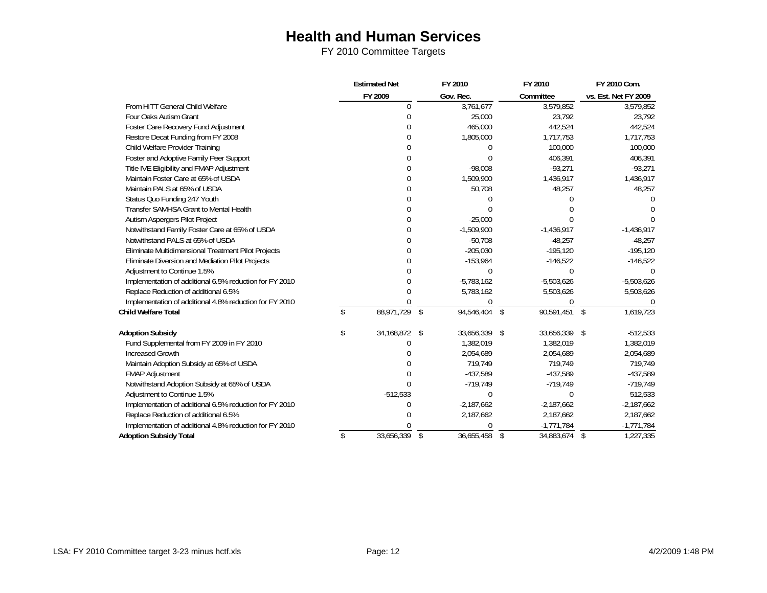# Health and Human Services

FY 2010 Committee Targets

| | Estimated Net FY 2009 | FY 2010 Gov. Rec. | FY 2010 Committee | FY 2010 Com. vs. Est. Net FY 2009 |
|---|---|---|---|---|
| From HITT General Child Welfare | 0 | 3,761,677 | 3,579,852 | 3,579,852 |
| Four Oaks Autism Grant | 0 | 25,000 | 23,792 | 23,792 |
| Foster Care Recovery Fund Adjustment | 0 | 465,000 | 442,524 | 442,524 |
| Restore Decat Funding from FY 2008 | 0 | 1,805,000 | 1,717,753 | 1,717,753 |
| Child Welfare Provider Training | 0 | 0 | 100,000 | 100,000 |
| Foster and Adoptive Family Peer Support | 0 | 0 | 406,391 | 406,391 |
| Title IVE Eligibility and FMAP Adjustment | 0 | -98,008 | -93,271 | -93,271 |
| Maintain Foster Care at 65% of USDA | 0 | 1,509,900 | 1,436,917 | 1,436,917 |
| Maintain PALS at 65% of USDA | 0 | 50,708 | 48,257 | 48,257 |
| Status Quo Funding 247 Youth | 0 | 0 | 0 | 0 |
| Transfer SAMHSA Grant to Mental Health | 0 | 0 | 0 | 0 |
| Autism Aspergers Pilot Project | 0 | -25,000 | 0 | 0 |
| Notwithstand Family Foster Care at 65% of USDA | 0 | -1,509,900 | -1,436,917 | -1,436,917 |
| Notwithstand PALS at 65% of USDA | 0 | -50,708 | -48,257 | -48,257 |
| Eliminate Multidimensional Treatment Pilot Projects | 0 | -205,030 | -195,120 | -195,120 |
| Eliminate Diversion and Mediation Pilot Projects | 0 | -153,964 | -146,522 | -146,522 |
| Adjustment to Continue 1.5% | 0 | 0 | 0 | 0 |
| Implementation of additional 6.5% reduction for FY 2010 | 0 | -5,783,162 | -5,503,626 | -5,503,626 |
| Replace Reduction of additional 6.5% | 0 | 5,783,162 | 5,503,626 | 5,503,626 |
| Implementation of additional 4.8% reduction for FY 2010 | 0 | 0 | 0 | 0 |
| **Child Welfare Total** | $ 88,971,729 | $ 94,546,404 | $ 90,591,451 | $ 1,619,723 |
| | | | | |
| **Adoption Subsidy** | $ 34,168,872 | $ 33,656,339 | $ 33,656,339 | $ -512,533 |
| Fund Supplemental from FY 2009 in FY 2010 | 0 | 1,382,019 | 1,382,019 | 1,382,019 |
| Increased Growth | 0 | 2,054,689 | 2,054,689 | 2,054,689 |
| Maintain Adoption Subsidy at 65% of USDA | 0 | 719,749 | 719,749 | 719,749 |
| FMAP Adjustment | 0 | -437,589 | -437,589 | -437,589 |
| Notwithstand Adoption Subsidy at 65% of USDA | 0 | -719,749 | -719,749 | -719,749 |
| Adjustment to Continue 1.5% | -512,533 | 0 | 0 | 512,533 |
| Implementation of additional 6.5% reduction for FY 2010 | 0 | -2,187,662 | -2,187,662 | -2,187,662 |
| Replace Reduction of additional 6.5% | 0 | 2,187,662 | 2,187,662 | 2,187,662 |
| Implementation of additional 4.8% reduction for FY 2010 | 0 | 0 | -1,771,784 | -1,771,784 |
| **Adoption Subsidy Total** | $ 33,656,339 | $ 36,655,458 | $ 34,883,674 | $ 1,227,335 |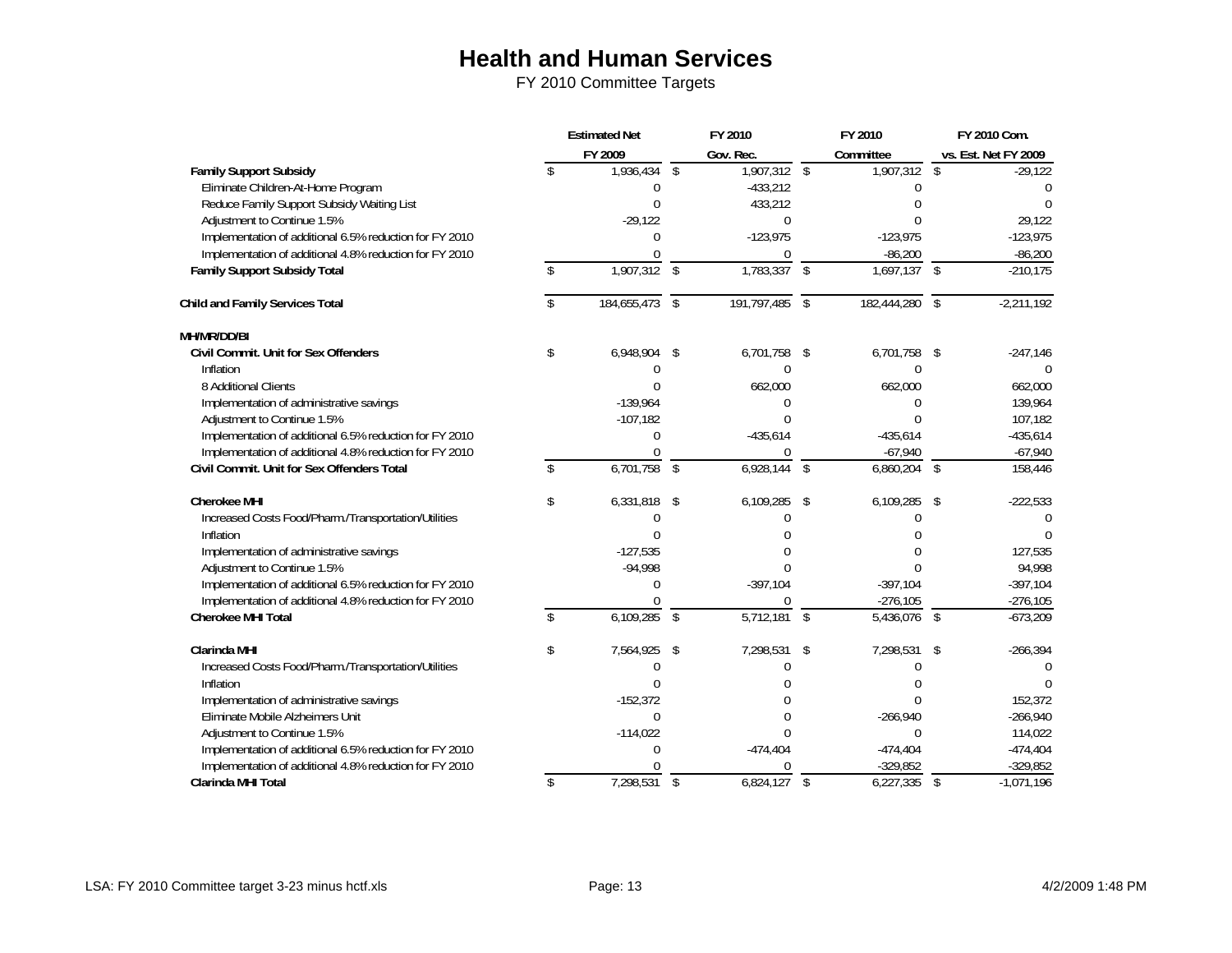# Health and Human Services

FY 2010 Committee Targets

| | Estimated Net FY 2009 | FY 2010 Gov. Rec. | FY 2010 Committee | FY 2010 Com. vs. Est. Net FY 2009 |
|---|---|---|---|---|
| **Family Support Subsidy** | $ 1,936,434 | $ 1,907,312 | $ 1,907,312 | $ -29,122 |
| Eliminate Children-At-Home Program | 0 | -433,212 | 0 | 0 |
| Reduce Family Support Subsidy Waiting List | 0 | 433,212 | 0 | 0 |
| Adjustment to Continue 1.5% | -29,122 | 0 | 0 | 29,122 |
| Implementation of additional 6.5% reduction for FY 2010 | 0 | -123,975 | -123,975 | -123,975 |
| Implementation of additional 4.8% reduction for FY 2010 | 0 | 0 | -86,200 | -86,200 |
| **Family Support Subsidy Total** | $ 1,907,312 | $ 1,783,337 | $ 1,697,137 | $ -210,175 |
| | | | | |
| **Child and Family Services Total** | $ 184,655,473 | $ 191,797,485 | $ 182,444,280 | $ -2,211,192 |
| | | | | |
| **MH/MR/DD/BI** | | | | |
| **Civil Commit. Unit for Sex Offenders** | $ 6,948,904 | $ 6,701,758 | $ 6,701,758 | $ -247,146 |
| Inflation | 0 | 0 | 0 | 0 |
| 8 Additional Clients | 0 | 662,000 | 662,000 | 662,000 |
| Implementation of administrative savings | -139,964 | 0 | 0 | 139,964 |
| Adjustment to Continue 1.5% | -107,182 | 0 | 0 | 107,182 |
| Implementation of additional 6.5% reduction for FY 2010 | 0 | -435,614 | -435,614 | -435,614 |
| Implementation of additional 4.8% reduction for FY 2010 | 0 | 0 | -67,940 | -67,940 |
| **Civil Commit. Unit for Sex Offenders Total** | $ 6,701,758 | $ 6,928,144 | $ 6,860,204 | $ 158,446 |
| | | | | |
| **Cherokee MHI** | $ 6,331,818 | $ 6,109,285 | $ 6,109,285 | $ -222,533 |
| Increased Costs Food/Pharm./Transportation/Utilities | 0 | 0 | 0 | 0 |
| Inflation | 0 | 0 | 0 | 0 |
| Implementation of administrative savings | -127,535 | 0 | 0 | 127,535 |
| Adjustment to Continue 1.5% | -94,998 | 0 | 0 | 94,998 |
| Implementation of additional 6.5% reduction for FY 2010 | 0 | -397,104 | -397,104 | -397,104 |
| Implementation of additional 4.8% reduction for FY 2010 | 0 | 0 | -276,105 | -276,105 |
| **Cherokee MHI Total** | $ 6,109,285 | $ 5,712,181 | $ 5,436,076 | $ -673,209 |
| | | | | |
| **Clarinda MHI** | $ 7,564,925 | $ 7,298,531 | $ 7,298,531 | $ -266,394 |
| Increased Costs Food/Pharm./Transportation/Utilities | 0 | 0 | 0 | 0 |
| Inflation | 0 | 0 | 0 | 0 |
| Implementation of administrative savings | -152,372 | 0 | 0 | 152,372 |
| Eliminate Mobile Alzheimers Unit | 0 | 0 | -266,940 | -266,940 |
| Adjustment to Continue 1.5% | -114,022 | 0 | 0 | 114,022 |
| Implementation of additional 6.5% reduction for FY 2010 | 0 | -474,404 | -474,404 | -474,404 |
| Implementation of additional 4.8% reduction for FY 2010 | 0 | 0 | -329,852 | -329,852 |
| **Clarinda MHI Total** | $ 7,298,531 | $ 6,824,127 | $ 6,227,335 | $ -1,071,196 |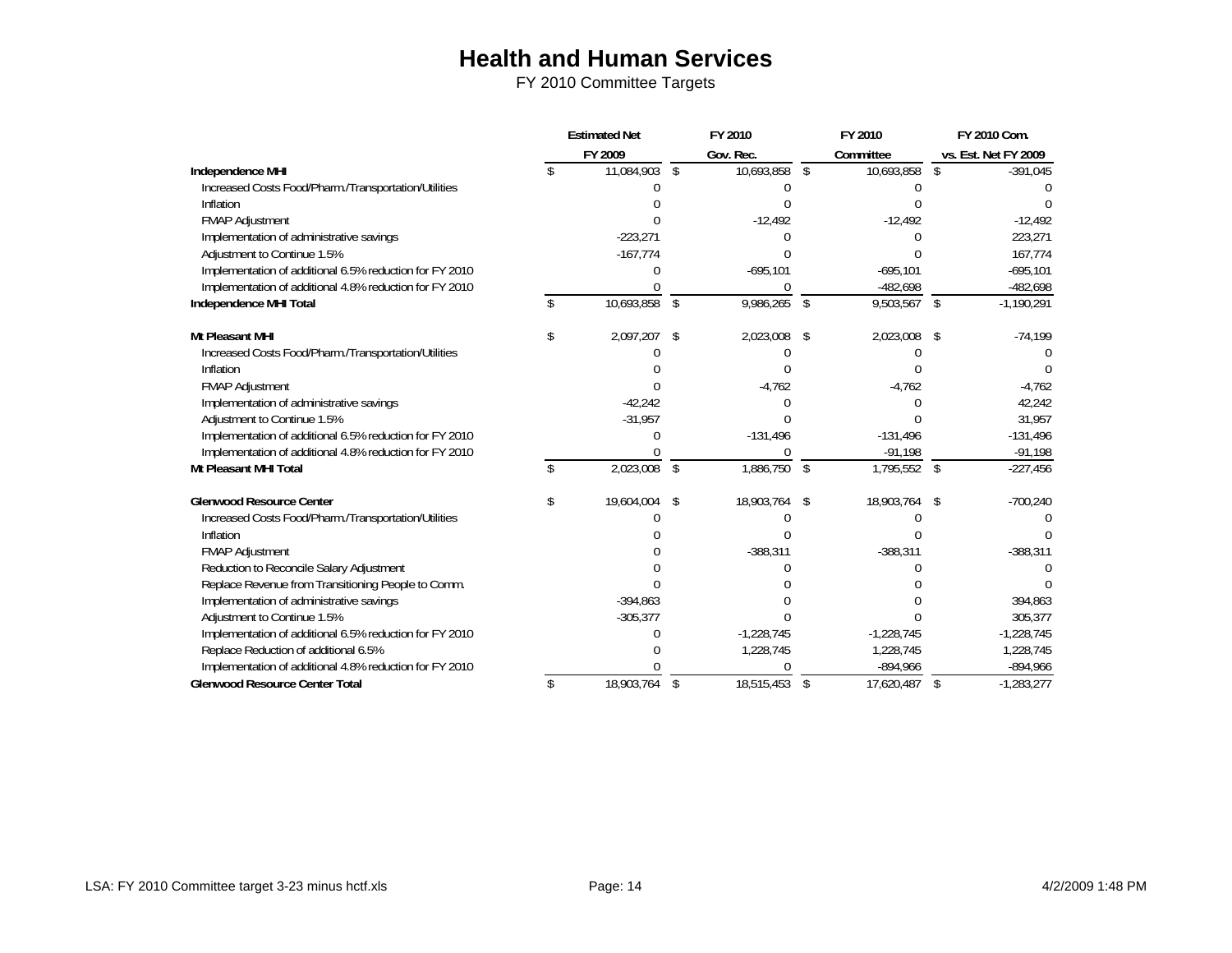# Health and Human Services

FY 2010 Committee Targets

| | Estimated Net FY 2009 | FY 2010 Gov. Rec. | FY 2010 Committee | FY 2010 Com. vs. Est. Net FY 2009 |
|---|---|---|---|---|
| **Independence MHI** | $ 11,084,903 | $ 10,693,858 | $ 10,693,858 | $ -391,045 |
| Increased Costs Food/Pharm./Transportation/Utilities | 0 | 0 | 0 | 0 |
| Inflation | 0 | 0 | 0 | 0 |
| FMAP Adjustment | 0 | -12,492 | -12,492 | -12,492 |
| Implementation of administrative savings | -223,271 | 0 | 0 | 223,271 |
| Adjustment to Continue 1.5% | -167,774 | 0 | 0 | 167,774 |
| Implementation of additional 6.5% reduction for FY 2010 | 0 | -695,101 | -695,101 | -695,101 |
| Implementation of additional 4.8% reduction for FY 2010 | 0 | 0 | -482,698 | -482,698 |
| **Independence MHI Total** | $ 10,693,858 | $ 9,986,265 | $ 9,503,567 | $ -1,190,291 |
| | | | | |
| **Mt Pleasant MHI** | $ 2,097,207 | $ 2,023,008 | $ 2,023,008 | $ -74,199 |
| Increased Costs Food/Pharm./Transportation/Utilities | 0 | 0 | 0 | 0 |
| Inflation | 0 | 0 | 0 | 0 |
| FMAP Adjustment | 0 | -4,762 | -4,762 | -4,762 |
| Implementation of administrative savings | -42,242 | 0 | 0 | 42,242 |
| Adjustment to Continue 1.5% | -31,957 | 0 | 0 | 31,957 |
| Implementation of additional 6.5% reduction for FY 2010 | 0 | -131,496 | -131,496 | -131,496 |
| Implementation of additional 4.8% reduction for FY 2010 | 0 | 0 | -91,198 | -91,198 |
| **Mt Pleasant MHI Total** | $ 2,023,008 | $ 1,886,750 | $ 1,795,552 | $ -227,456 |
| | | | | |
| **Glenwood Resource Center** | $ 19,604,004 | $ 18,903,764 | $ 18,903,764 | $ -700,240 |
| Increased Costs Food/Pharm./Transportation/Utilities | 0 | 0 | 0 | 0 |
| Inflation | 0 | 0 | 0 | 0 |
| FMAP Adjustment | 0 | -388,311 | -388,311 | -388,311 |
| Reduction to Reconcile Salary Adjustment | 0 | 0 | 0 | 0 |
| Replace Revenue from Transitioning People to Comm. | 0 | 0 | 0 | 0 |
| Implementation of administrative savings | -394,863 | 0 | 0 | 394,863 |
| Adjustment to Continue 1.5% | -305,377 | 0 | 0 | 305,377 |
| Implementation of additional 6.5% reduction for FY 2010 | 0 | -1,228,745 | -1,228,745 | -1,228,745 |
| Replace Reduction of additional 6.5% | 0 | 1,228,745 | 1,228,745 | 1,228,745 |
| Implementation of additional 4.8% reduction for FY 2010 | 0 | 0 | -894,966 | -894,966 |
| **Glenwood Resource Center Total** | $ 18,903,764 | $ 18,515,453 | $ 17,620,487 | $ -1,283,277 |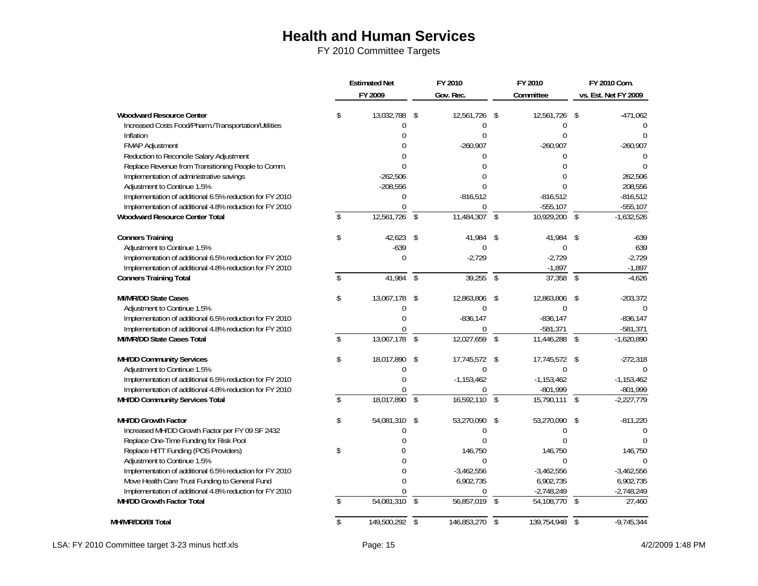# Health and Human Services

FY 2010 Committee Targets

| | Estimated Net FY 2009 | FY 2010 Gov. Rec. | FY 2010 Committee | FY 2010 Com. vs. Est. Net FY 2009 |
|---|---|---|---|---|
| **Woodward Resource Center** | $ 13,032,788 | $ 12,561,726 | $ 12,561,726 | $ -471,062 |
| Increased Costs Food/Pharm./Transportation/Utilities | 0 | 0 | 0 | 0 |
| Inflation | 0 | 0 | 0 | 0 |
| FMAP Adjustment | 0 | -260,907 | -260,907 | -260,907 |
| Reduction to Reconcile Salary Adjustment | 0 | 0 | 0 | 0 |
| Replace Revenue from Transitioning People to Comm. | 0 | 0 | 0 | 0 |
| Implementation of administrative savings | -262,506 | 0 | 0 | 262,506 |
| Adjustment to Continue 1.5% | -208,556 | 0 | 0 | 208,556 |
| Implementation of additional 6.5% reduction for FY 2010 | 0 | -816,512 | -816,512 | -816,512 |
| Implementation of additional 4.8% reduction for FY 2010 | 0 | 0 | -555,107 | -555,107 |
| **Woodward Resource Center Total** | $ 12,561,726 | $ 11,484,307 | $ 10,929,200 | $ -1,632,526 |
| | | | | |
| **Conners Training** | $ 42,623 | $ 41,984 | $ 41,984 | $ -639 |
| Adjustment to Continue 1.5% | -639 | 0 | 0 | 639 |
| Implementation of additional 6.5% reduction for FY 2010 | 0 | -2,729 | -2,729 | -2,729 |
| Implementation of additional 4.8% reduction for FY 2010 | | | -1,897 | -1,897 |
| **Conners Training Total** | $ 41,984 | $ 39,255 | $ 37,358 | $ -4,626 |
| | | | | |
| **MI/MR/DD State Cases** | $ 13,067,178 | $ 12,863,806 | $ 12,863,806 | $ -203,372 |
| Adjustment to Continue 1.5% | 0 | 0 | 0 | 0 |
| Implementation of additional 6.5% reduction for FY 2010 | 0 | -836,147 | -836,147 | -836,147 |
| Implementation of additional 4.8% reduction for FY 2010 | 0 | 0 | -581,371 | -581,371 |
| **MI/MR/DD State Cases Total** | $ 13,067,178 | $ 12,027,659 | $ 11,446,288 | $ -1,620,890 |
| | | | | |
| **MH/DD Community Services** | $ 18,017,890 | $ 17,745,572 | $ 17,745,572 | $ -272,318 |
| Adjustment to Continue 1.5% | 0 | 0 | 0 | 0 |
| Implementation of additional 6.5% reduction for FY 2010 | 0 | -1,153,462 | -1,153,462 | -1,153,462 |
| Implementation of additional 4.8% reduction for FY 2010 | 0 | 0 | -801,999 | -801,999 |
| **MH/DD Community Services Total** | $ 18,017,890 | $ 16,592,110 | $ 15,790,111 | $ -2,227,779 |
| | | | | |
| **MH/DD Growth Factor** | $ 54,081,310 | $ 53,270,090 | $ 53,270,090 | $ -811,220 |
| Increased MH/DD Growth Factor per FY 09 SF 2432 | 0 | 0 | 0 | 0 |
| Replace One-Time Funding for Risk Pool | 0 | 0 | 0 | 0 |
| Replace HITT Funding (POS Providers) | $ 0 | 146,750 | 146,750 | 146,750 |
| Adjustment to Continue 1.5% | 0 | 0 | 0 | 0 |
| Implementation of additional 6.5% reduction for FY 2010 | 0 | -3,462,556 | -3,462,556 | -3,462,556 |
| Move Health Care Trust Funding to General Fund | 0 | 6,902,735 | 6,902,735 | 6,902,735 |
| Implementation of additional 4.8% reduction for FY 2010 | 0 | 0 | -2,748,249 | -2,748,249 |
| **MH/DD Growth Factor Total** | $ 54,081,310 | $ 56,857,019 | $ 54,108,770 | $ 27,460 |
| | | | | |
| **MH/MR/DD/BI Total** | $ 149,500,292 | $ 146,853,270 | $ 139,754,948 | $ -9,745,344 |

LSA: FY 2010 Committee target 3-23 minus hctf.xls 4/2/2009 1:48 PM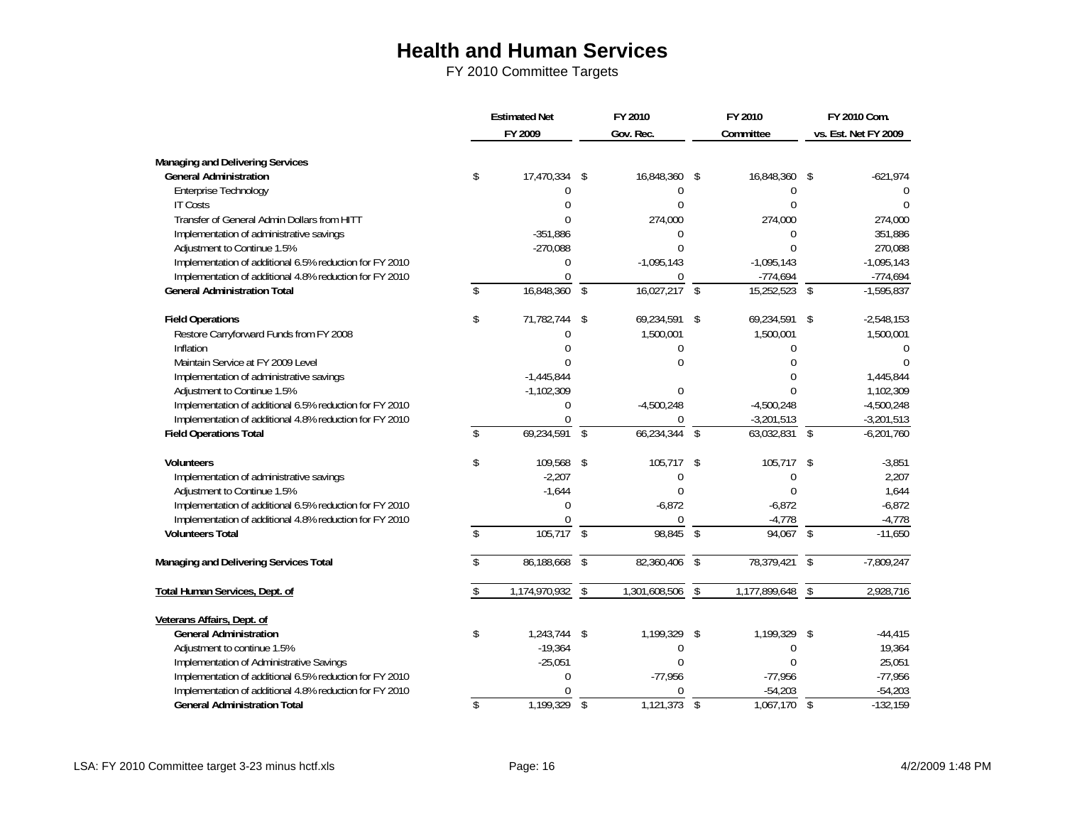# Health and Human Services

FY 2010 Committee Targets

| | Estimated Net FY 2009 | FY 2010 Gov. Rec. | FY 2010 Committee | FY 2010 Com. vs. Est. Net FY 2009 |
|---|---|---|---|---|
| **Managing and Delivering Services** | | | | |
| **General Administration** | $ 17,470,334 | $ 16,848,360 | $ 16,848,360 | $ -621,974 |
| Enterprise Technology | 0 | 0 | 0 | 0 |
| IT Costs | 0 | 0 | 0 | 0 |
| Transfer of General Admin Dollars from HITT | 0 | 274,000 | 274,000 | 274,000 |
| Implementation of administrative savings | -351,886 | 0 | 0 | 351,886 |
| Adjustment to Continue 1.5% | -270,088 | 0 | 0 | 270,088 |
| Implementation of additional 6.5% reduction for FY 2010 | 0 | -1,095,143 | -1,095,143 | -1,095,143 |
| Implementation of additional 4.8% reduction for FY 2010 | 0 | 0 | -774,694 | -774,694 |
| **General Administration Total** | $ 16,848,360 | $ 16,027,217 | $ 15,252,523 | $ -1,595,837 |
| **Field Operations** | $ 71,782,744 | $ 69,234,591 | $ 69,234,591 | $ -2,548,153 |
| Restore Carryforward Funds from FY 2008 | 0 | 1,500,001 | 1,500,001 | 1,500,001 |
| Inflation | 0 | 0 | 0 | 0 |
| Maintain Service at FY 2009 Level | 0 | 0 | 0 | 0 |
| Implementation of administrative savings | -1,445,844 | | 0 | 1,445,844 |
| Adjustment to Continue 1.5% | -1,102,309 | 0 | 0 | 1,102,309 |
| Implementation of additional 6.5% reduction for FY 2010 | 0 | -4,500,248 | -4,500,248 | -4,500,248 |
| Implementation of additional 4.8% reduction for FY 2010 | 0 | 0 | -3,201,513 | -3,201,513 |
| **Field Operations Total** | $ 69,234,591 | $ 66,234,344 | $ 63,032,831 | $ -6,201,760 |
| **Volunteers** | $ 109,568 | $ 105,717 | $ 105,717 | $ -3,851 |
| Implementation of administrative savings | -2,207 | 0 | 0 | 2,207 |
| Adjustment to Continue 1.5% | -1,644 | 0 | 0 | 1,644 |
| Implementation of additional 6.5% reduction for FY 2010 | 0 | -6,872 | -6,872 | -6,872 |
| Implementation of additional 4.8% reduction for FY 2010 | 0 | 0 | -4,778 | -4,778 |
| **Volunteers Total** | $ 105,717 | $ 98,845 | $ 94,067 | $ -11,650 |
| **Managing and Delivering Services Total** | $ 86,188,668 | $ 82,360,406 | $ 78,379,421 | $ -7,809,247 |
| **Total Human Services, Dept. of** | $ 1,174,970,932 | $ 1,301,608,506 | $ 1,177,899,648 | $ 2,928,716 |
| **Veterans Affairs, Dept. of** | | | | |
| **General Administration** | $ 1,243,744 | $ 1,199,329 | $ 1,199,329 | $ -44,415 |
| Adjustment to continue 1.5% | -19,364 | 0 | 0 | 19,364 |
| Implementation of Administrative Savings | -25,051 | 0 | 0 | 25,051 |
| Implementation of additional 6.5% reduction for FY 2010 | 0 | -77,956 | -77,956 | -77,956 |
| Implementation of additional 4.8% reduction for FY 2010 | 0 | 0 | -54,203 | -54,203 |
| **General Administration Total** | $ 1,199,329 | $ 1,121,373 | $ 1,067,170 | $ -132,159 |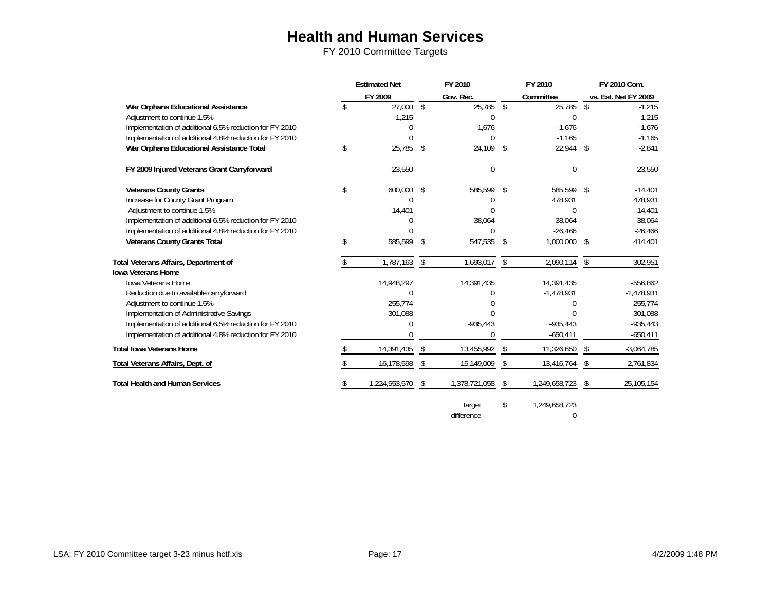# Health and Human Services

FY 2010 Committee Targets

| | Estimated Net FY 2009 | FY 2010 Gov. Rec. | FY 2010 Committee | FY 2010 Com. vs. Est. Net FY 2009 |
|---|---|---|---|---|
| **War Orphans Educational Assistance** | $ 27,000 | $ 25,785 | $ 25,785 | $ -1,215 |
| Adjustment to continue 1.5% | -1,215 | 0 | 0 | 1,215 |
| Implementation of additional 6.5% reduction for FY 2010 | 0 | -1,676 | -1,676 | -1,676 |
| Implementation of additional 4.8% reduction for FY 2010 | 0 | 0 | -1,165 | -1,165 |
| **War Orphans Educational Assistance Total** | $ 25,785 | $ 24,109 | $ 22,944 | $ -2,841 |
| | | | | |
| **FY 2009 Injured Veterans Grant Carryforward** | -23,550 | 0 | 0 | 23,550 |
| | | | | |
| **Veterans County Grants** | $ 600,000 | $ 585,599 | $ 585,599 | $ -14,401 |
| Increase for County Grant Program | 0 | 0 | 478,931 | 478,931 |
| Adjustment to continue 1.5% | -14,401 | 0 | 0 | 14,401 |
| Implementation of additional 6.5% reduction for FY 2010 | 0 | -38,064 | -38,064 | -38,064 |
| Implementation of additional 4.8% reduction for FY 2010 | 0 | 0 | -26,466 | -26,466 |
| **Veterans County Grants Total** | $ 585,599 | $ 547,535 | $ 1,000,000 | $ 414,401 |
| | | | | |
| **Total Veterans Affairs, Department of** | $ 1,787,163 | $ 1,693,017 | $ 2,090,114 | $ 302,951 |
| **Iowa Veterans Home** | | | | |
| Iowa Veterans Home | 14,948,297 | 14,391,435 | 14,391,435 | -556,862 |
| Reduction due to available carryforward | 0 | 0 | -1,478,931 | -1,478,931 |
| Adjustment to continue 1.5% | -255,774 | 0 | 0 | 255,774 |
| Implementation of Administrative Savings | -301,088 | 0 | 0 | 301,088 |
| Implementation of additional 6.5% reduction for FY 2010 | 0 | -935,443 | -935,443 | -935,443 |
| Implementation of additional 4.8% reduction for FY 2010 | 0 | 0 | -650,411 | -650,411 |
| **Total Iowa Veterans Home** | $ 14,391,435 | $ 13,455,992 | $ 11,326,650 | $ -3,064,785 |
| | | | | |
| **Total Veterans Affairs, Dept. of** | $ 16,178,598 | $ 15,149,009 | $ 13,416,764 | $ -2,761,834 |
| | | | | |
| **Total Health and Human Services** | $ 1,224,553,570 | $ 1,378,721,058 | $ 1,249,658,723 | $ 25,105,154 |
| | | | | |
| | | target | $ 1,249,658,723 | |
| | | difference | 0 | |

LSA: FY 2010 Committee target 3-23 minus hctf.xls | 4/2/2009 1:48 PM